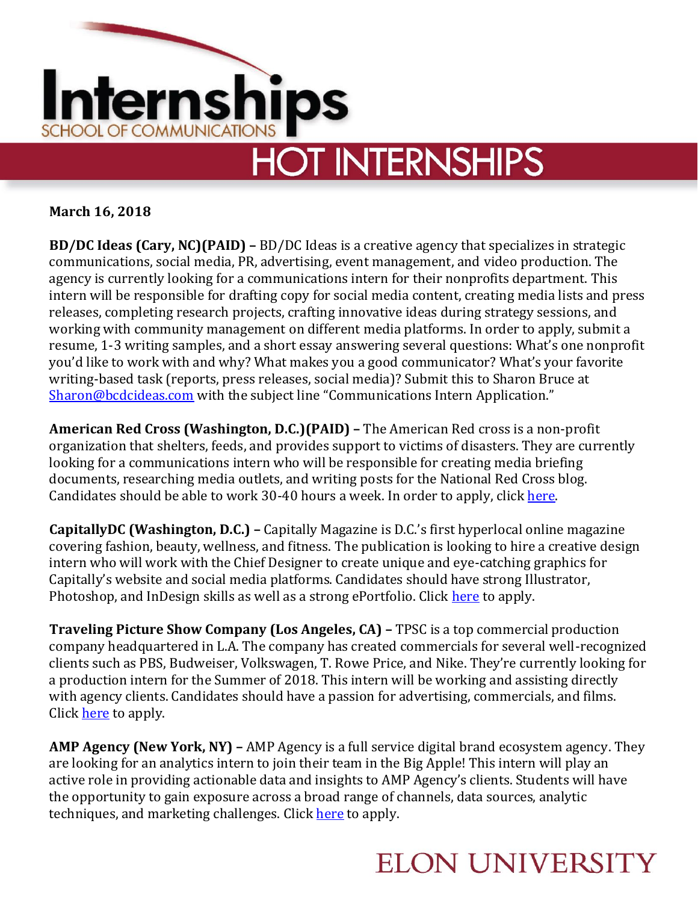# Internships

SCHOOL OF COMMUNICATIONS

## HOT INTERNSHIPS

**March 16, 2018**

**BD/DC Ideas (Cary, NC)(PAID) –** BD/DC Ideas is a creative agency that specializes in strategic communications, social media, PR, advertising, event management, and video production. The agency is currently looking for a communications intern for their nonprofits department. This intern will be responsible for drafting copy for social media content, creating media lists and press releases, completing research projects, crafting innovative ideas during strategy sessions, and working with community management on different media platforms. In order to apply, submit a resume, 1-3 writing samples, and a short essay answering several questions: What's one nonprofit you'd like to work with and why? What makes you a good communicator? What's your favorite writing-based task (reports, press releases, social media)? Submit this to Sharon Bruce at Sharon@bcdcideas.com with the subject line "Communications Intern Application."

**American Red Cross (Washington, D.C.)(PAID) –** The American Red cross is a non-profit organization that shelters, feeds, and provides support to victims of disasters. They are currently looking for a communications intern who will be responsible for creating media briefing documents, researching media outlets, and writing posts for the National Red Cross blog. Candidates should be able to work 30-40 hours a week. In order to apply, click here.

**CapitallyDC (Washington, D.C.) –** Capitally Magazine is D.C.'s first hyperlocal online magazine covering fashion, beauty, wellness, and fitness. The publication is looking to hire a creative design intern who will work with the Chief Designer to create unique and eye-catching graphics for Capitally's website and social media platforms. Candidates should have strong Illustrator, Photoshop, and InDesign skills as well as a strong ePortfolio. Click here to apply.

**Traveling Picture Show Company (Los Angeles, CA) –** TPSC is a top commercial production company headquartered in L.A. The company has created commercials for several well-recognized clients such as PBS, Budweiser, Volkswagen, T. Rowe Price, and Nike. They're currently looking for a production intern for the Summer of 2018. This intern will be working and assisting directly with agency clients. Candidates should have a passion for advertising, commercials, and films. Click here to apply.

**AMP Agency (New York, NY) –** AMP Agency is a full service digital brand ecosystem agency. They are looking for an analytics intern to join their team in the Big Apple! This intern will play an active role in providing actionable data and insights to AMP Agency's clients. Students will have the opportunity to gain exposure across a broad range of channels, data sources, analytic techniques, and marketing challenges. Click here to apply.

ELON UNIVERSITY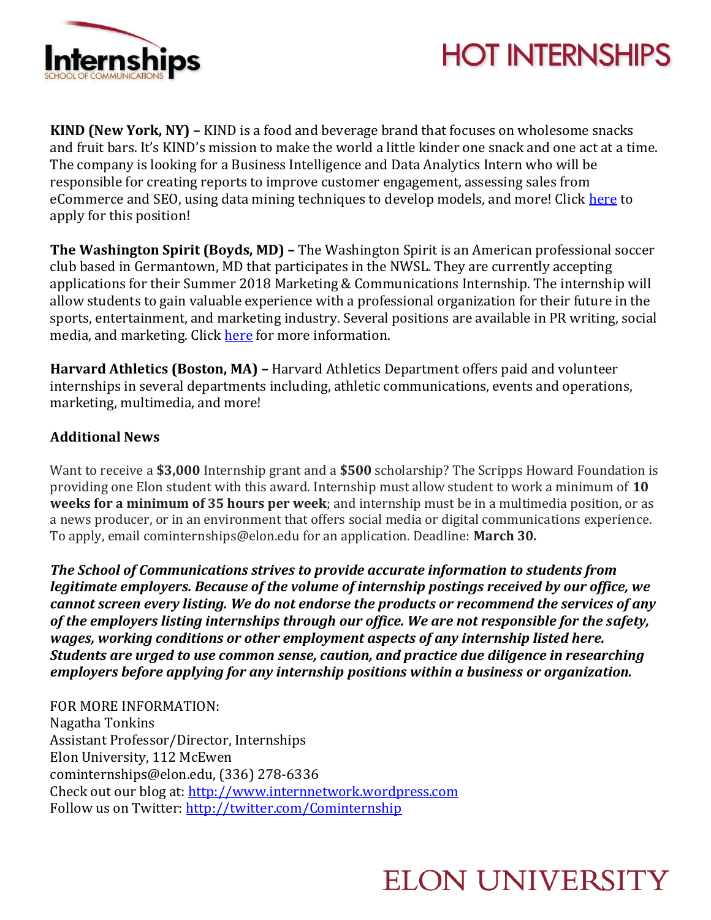# HOT INTERNSHIPS

**KIND (New York, NY) –** KIND is a food and beverage brand that focuses on wholesome snacks and fruit bars. It's KIND's mission to make the world a little kinder one snack and one act at a time. The company is looking for a Business Intelligence and Data Analytics Intern who will be responsible for creating reports to improve customer engagement, assessing sales from eCommerce and SEO, using data mining techniques to develop models, and more! Click here to apply for this position!

**The Washington Spirit (Boyds, MD) –** The Washington Spirit is an American professional soccer club based in Germantown, MD that participates in the NWSL. They are currently accepting applications for their Summer 2018 Marketing & Communications Internship. The internship will allow students to gain valuable experience with a professional organization for their future in the sports, entertainment, and marketing industry. Several positions are available in PR writing, social media, and marketing. Click here for more information.

**Harvard Athletics (Boston, MA) –** Harvard Athletics Department offers paid and volunteer internships in several departments including, athletic communications, events and operations, marketing, multimedia, and more!

**Additional News**

Want to receive a **$3,000** Internship grant and a **$500** scholarship? The Scripps Howard Foundation is providing one Elon student with this award. Internship must allow student to work a minimum of **10 weeks for a minimum of 35 hours per week**; and internship must be in a multimedia position, or as a news producer, or in an environment that offers social media or digital communications experience. To apply, email cominternships@elon.edu for an application. Deadline: **March 30.**

***The School of Communications strives to provide accurate information to students from legitimate employers. Because of the volume of internship postings received by our office, we cannot screen every listing. We do not endorse the products or recommend the services of any of the employers listing internships through our office. We are not responsible for the safety, wages, working conditions or other employment aspects of any internship listed here. Students are urged to use common sense, caution, and practice due diligence in researching employers before applying for any internship positions within a business or organization.***

FOR MORE INFORMATION:
Nagatha Tonkins
Assistant Professor/Director, Internships
Elon University, 112 McEwen
cominternships@elon.edu, (336) 278-6336
Check out our blog at: http://www.internnetwork.wordpress.com
Follow us on Twitter: http://twitter.com/Cominternship